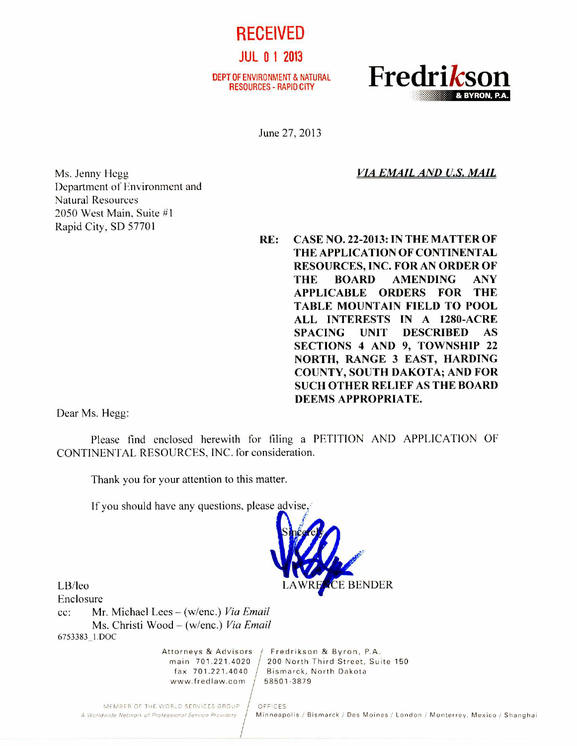**RECEIVED**

**JUL 0 1 2013**

**DEPT OF ENVIRONMENT & NATURAL RESOURCES - RAPID CITY**

**Fredrikson & BYRON, P.A.**

June 27, 2013

Ms. Jenny Hegg
Department of Environment and
Natural Resources
2050 West Main, Suite #1
Rapid City, SD 57701

***VIA EMAIL AND U.S. MAIL***

**RE: CASE NO. 22-2013: IN THE MATTER OF THE APPLICATION OF CONTINENTAL RESOURCES, INC. FOR AN ORDER OF THE BOARD AMENDING ANY APPLICABLE ORDERS FOR THE TABLE MOUNTAIN FIELD TO POOL ALL INTERESTS IN A 1280-ACRE SPACING UNIT DESCRIBED AS SECTIONS 4 AND 9, TOWNSHIP 22 NORTH, RANGE 3 EAST, HARDING COUNTY, SOUTH DAKOTA; AND FOR SUCH OTHER RELIEF AS THE BOARD DEEMS APPROPRIATE.**

Dear Ms. Hegg:

Please find enclosed herewith for filing a PETITION AND APPLICATION OF CONTINENTAL RESOURCES, INC. for consideration.

Thank you for your attention to this matter.

If you should have any questions, please advise.

Sincerely,

LAWRENCE BENDER

LB/leo
Enclosure
cc: Mr. Michael Lees – (w/enc.) *Via Email*
Ms. Christi Wood – (w/enc.) *Via Email*

6753383_1.DOC

Attorneys & Advisors / Fredrikson & Byron, P.A.
main 701.221.4020 / 200 North Third Street, Suite 150
fax 701.221.4040 / Bismarck, North Dakota
www.fredlaw.com / 58501-3879

MEMBER OF THE WORLD SERVICES GROUP
*A Worldwide Network of Professional Service Providers*

OFFICES:
Minneapolis / Bismarck / Des Moines / London / Monterrey, Mexico / Shanghai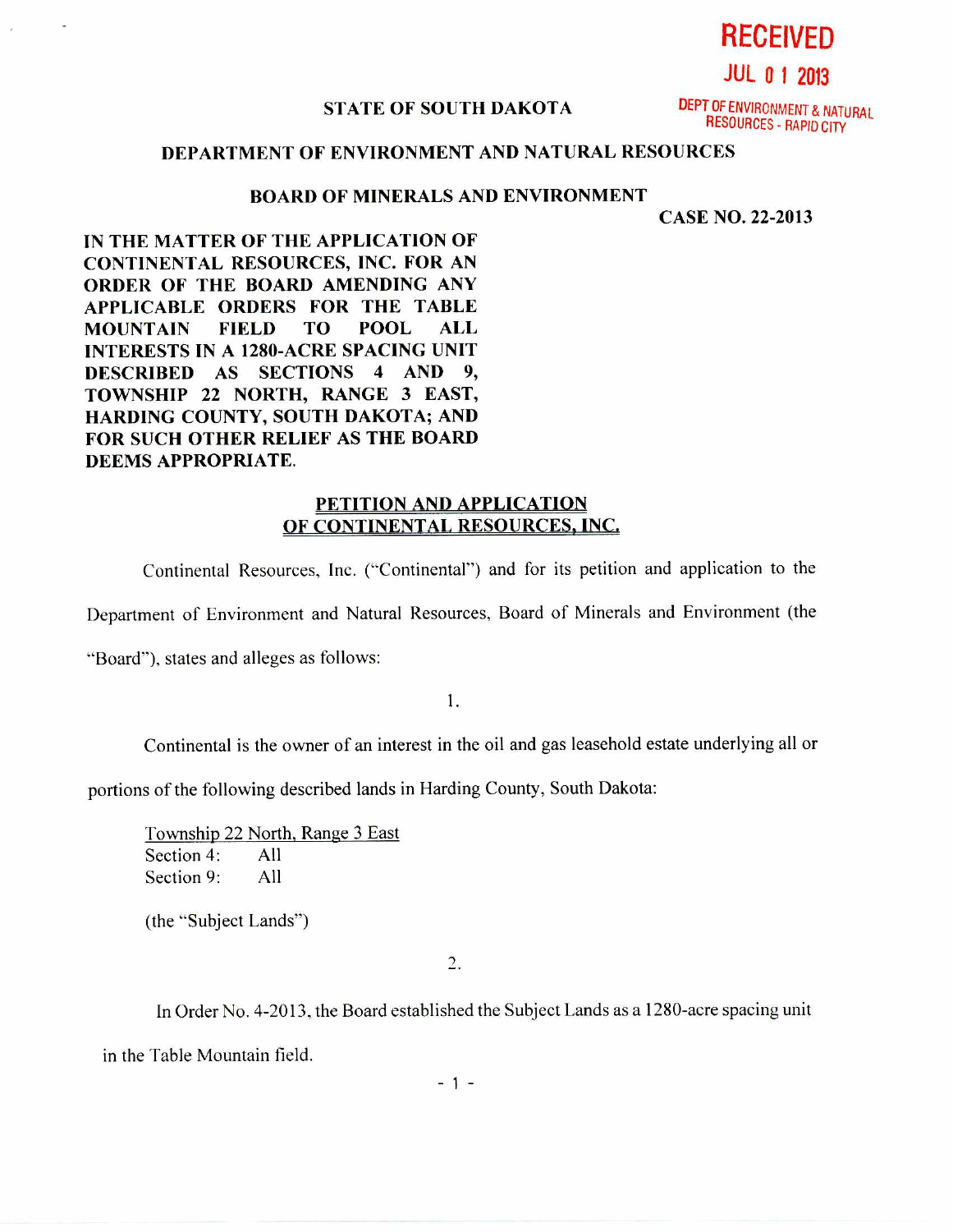RECEIVED

JUL 0 1 2013

DEPT OF ENVIRONMENT & NATURAL RESOURCES - RAPID CITY

**STATE OF SOUTH DAKOTA**

**DEPARTMENT OF ENVIRONMENT AND NATURAL RESOURCES**

**BOARD OF MINERALS AND ENVIRONMENT**

**CASE NO. 22-2013**

**IN THE MATTER OF THE APPLICATION OF CONTINENTAL RESOURCES, INC. FOR AN ORDER OF THE BOARD AMENDING ANY APPLICABLE ORDERS FOR THE TABLE MOUNTAIN FIELD TO POOL ALL INTERESTS IN A 1280-ACRE SPACING UNIT DESCRIBED AS SECTIONS 4 AND 9, TOWNSHIP 22 NORTH, RANGE 3 EAST, HARDING COUNTY, SOUTH DAKOTA; AND FOR SUCH OTHER RELIEF AS THE BOARD DEEMS APPROPRIATE.**

**PETITION AND APPLICATION OF CONTINENTAL RESOURCES, INC.**

Continental Resources, Inc. ("Continental") and for its petition and application to the Department of Environment and Natural Resources, Board of Minerals and Environment (the "Board"), states and alleges as follows:

1.

Continental is the owner of an interest in the oil and gas leasehold estate underlying all or portions of the following described lands in Harding County, South Dakota:

Township 22 North, Range 3 East
Section 4: All
Section 9: All

(the "Subject Lands")

2.

In Order No. 4-2013, the Board established the Subject Lands as a 1280-acre spacing unit in the Table Mountain field.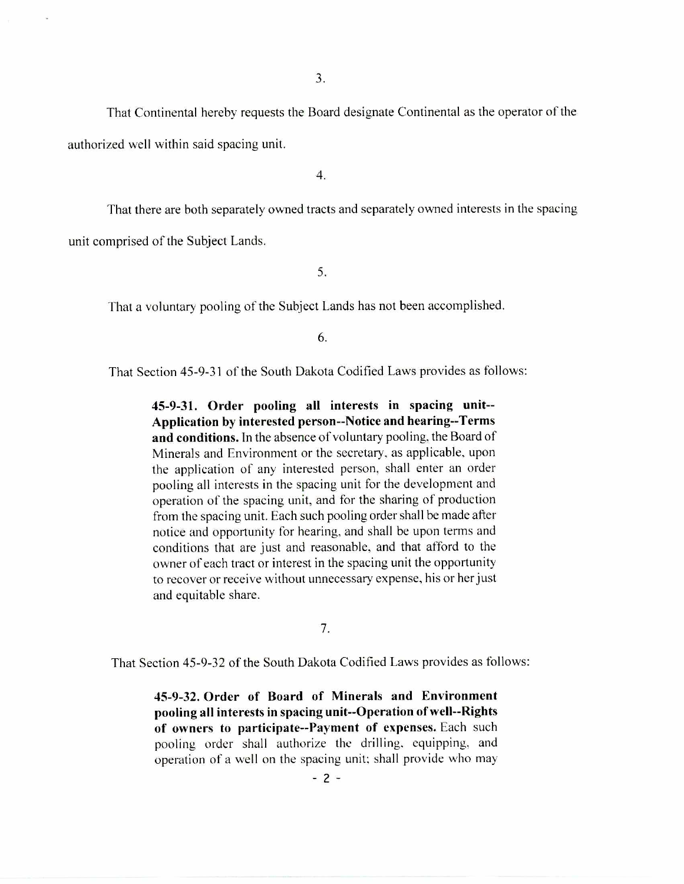3.

That Continental hereby requests the Board designate Continental as the operator of the authorized well within said spacing unit.

4.

That there are both separately owned tracts and separately owned interests in the spacing unit comprised of the Subject Lands.

5.

That a voluntary pooling of the Subject Lands has not been accomplished.

6.

That Section 45-9-31 of the South Dakota Codified Laws provides as follows:

> **45-9-31. Order pooling all interests in spacing unit--Application by interested person--Notice and hearing--Terms and conditions.** In the absence of voluntary pooling, the Board of Minerals and Environment or the secretary, as applicable, upon the application of any interested person, shall enter an order pooling all interests in the spacing unit for the development and operation of the spacing unit, and for the sharing of production from the spacing unit. Each such pooling order shall be made after notice and opportunity for hearing, and shall be upon terms and conditions that are just and reasonable, and that afford to the owner of each tract or interest in the spacing unit the opportunity to recover or receive without unnecessary expense, his or her just and equitable share.

7.

That Section 45-9-32 of the South Dakota Codified Laws provides as follows:

> **45-9-32. Order of Board of Minerals and Environment pooling all interests in spacing unit--Operation of well--Rights of owners to participate--Payment of expenses.** Each such pooling order shall authorize the drilling, equipping, and operation of a well on the spacing unit; shall provide who may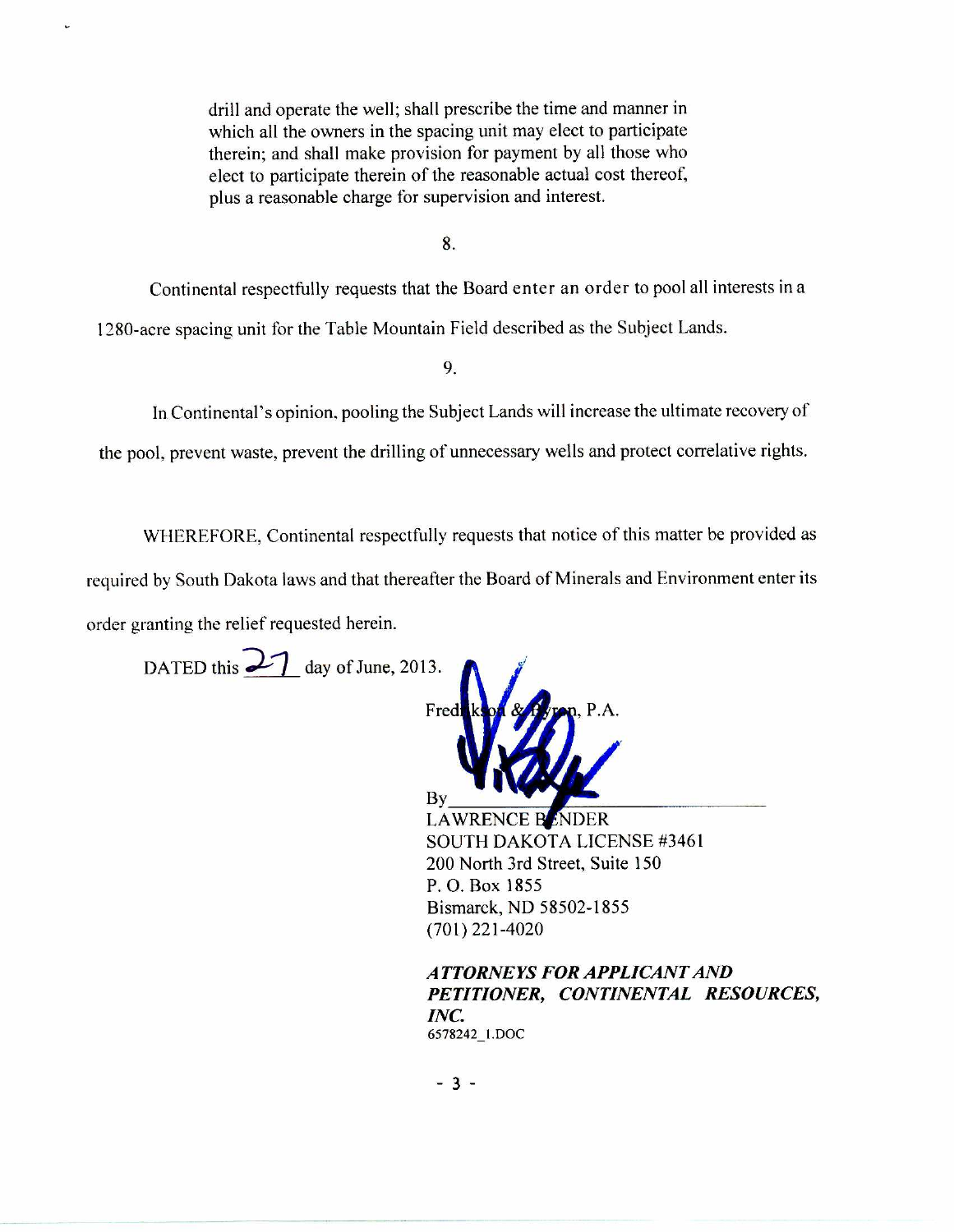drill and operate the well; shall prescribe the time and manner in which all the owners in the spacing unit may elect to participate therein; and shall make provision for payment by all those who elect to participate therein of the reasonable actual cost thereof, plus a reasonable charge for supervision and interest.

8.

Continental respectfully requests that the Board enter an order to pool all interests in a 1280-acre spacing unit for the Table Mountain Field described as the Subject Lands.

9.

In Continental's opinion, pooling the Subject Lands will increase the ultimate recovery of the pool, prevent waste, prevent the drilling of unnecessary wells and protect correlative rights.

WHEREFORE, Continental respectfully requests that notice of this matter be provided as required by South Dakota laws and that thereafter the Board of Minerals and Environment enter its order granting the relief requested herein.

DATED this 27 day of June, 2013.

Fredrikson & Byron, P.A.

By\_\_\_\_\_\_\_\_\_\_\_\_\_\_\_\_\_\_\_\_\_\_\_\_\_\_\_\_
LAWRENCE BENDER
SOUTH DAKOTA LICENSE #3461
200 North 3rd Street, Suite 150
P. O. Box 1855
Bismarck, ND 58502-1855
(701) 221-4020

***ATTORNEYS FOR APPLICANT AND PETITIONER, CONTINENTAL RESOURCES, INC.***

6578242_1.DOC